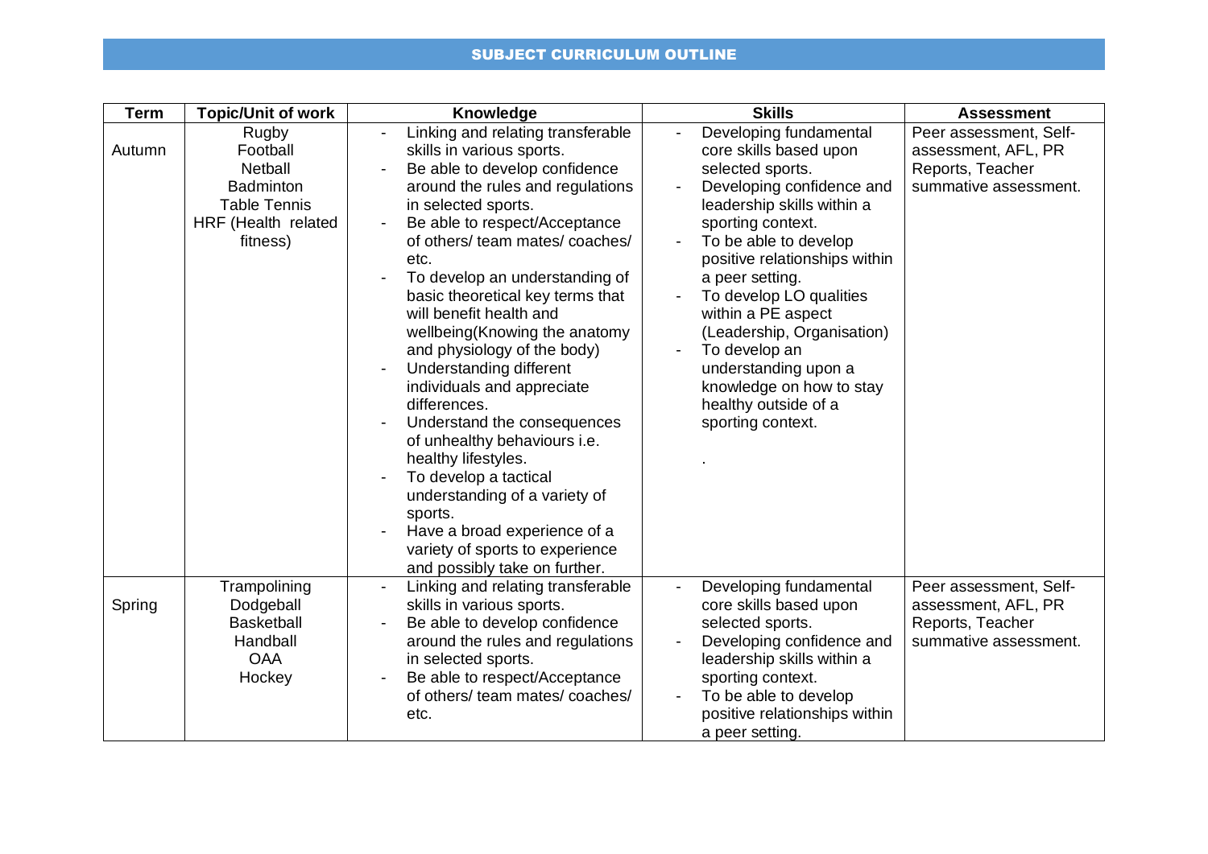## SUBJECT CURRICULUM OUTLINE

| Term | Topic/Unit of work | Knowledge | Skills | Assessment |
| --- | --- | --- | --- | --- |
| Autumn | Rugby<br>Football<br>Netball<br>Badminton<br>Table Tennis<br>HRF (Health related fitness) | - Linking and relating transferable skills in various sports.<br>- Be able to develop confidence around the rules and regulations in selected sports.<br>- Be able to respect/Acceptance of others/ team mates/ coaches/ etc.<br>- To develop an understanding of basic theoretical key terms that will benefit health and wellbeing(Knowing the anatomy and physiology of the body)<br>- Understanding different individuals and appreciate differences.<br>- Understand the consequences of unhealthy behaviours i.e. healthy lifestyles.<br>- To develop a tactical understanding of a variety of sports.<br>- Have a broad experience of a variety of sports to experience and possibly take on further. | - Developing fundamental core skills based upon selected sports.<br>- Developing confidence and leadership skills within a sporting context.<br>- To be able to develop positive relationships within a peer setting.<br>- To develop LO qualities within a PE aspect (Leadership, Organisation)<br>- To develop an understanding upon a knowledge on how to stay healthy outside of a sporting context.<br>. | Peer assessment, Self-assessment, AFL, PR Reports, Teacher summative assessment. |
| Spring | Trampolining<br>Dodgeball<br>Basketball<br>Handball<br>OAA<br>Hockey | - Linking and relating transferable skills in various sports.<br>- Be able to develop confidence around the rules and regulations in selected sports.<br>- Be able to respect/Acceptance of others/ team mates/ coaches/ etc. | - Developing fundamental core skills based upon selected sports.<br>- Developing confidence and leadership skills within a sporting context.<br>- To be able to develop positive relationships within a peer setting. | Peer assessment, Self-assessment, AFL, PR Reports, Teacher summative assessment. |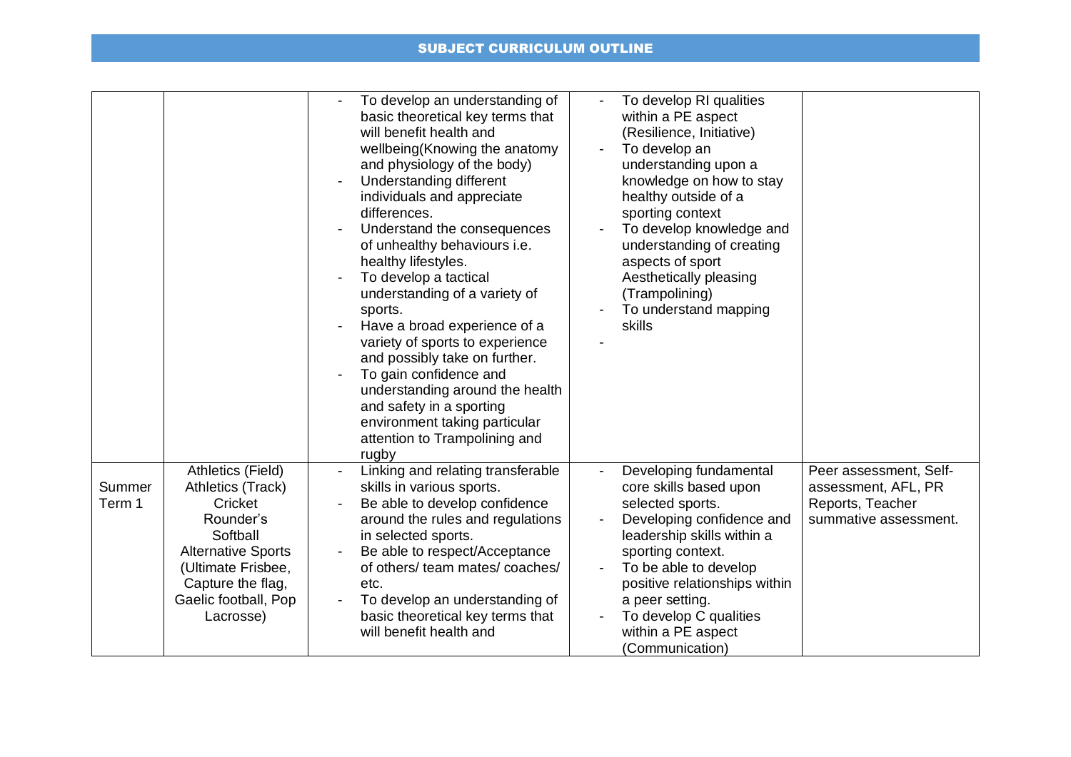## SUBJECT CURRICULUM OUTLINE

| | | | | |
|---|---|---|---|---|
| | | - To develop an understanding of basic theoretical key terms that will benefit health and wellbeing(Knowing the anatomy and physiology of the body)<br>- Understanding different individuals and appreciate differences.<br>- Understand the consequences of unhealthy behaviours i.e. healthy lifestyles.<br>- To develop a tactical understanding of a variety of sports.<br>- Have a broad experience of a variety of sports to experience and possibly take on further.<br>- To gain confidence and understanding around the health and safety in a sporting environment taking particular attention to Trampolining and rugby | - To develop RI qualities within a PE aspect (Resilience, Initiative)<br>- To develop an understanding upon a knowledge on how to stay healthy outside of a sporting context<br>- To develop knowledge and understanding of creating aspects of sport Aesthetically pleasing (Trampolining)<br>- To understand mapping skills<br>- | |
| Summer Term 1 | Athletics (Field)<br>Athletics (Track)<br>Cricket<br>Rounder's<br>Softball<br>Alternative Sports (Ultimate Frisbee, Capture the flag, Gaelic football, Pop Lacrosse) | - Linking and relating transferable skills in various sports.<br>- Be able to develop confidence around the rules and regulations in selected sports.<br>- Be able to respect/Acceptance of others/ team mates/ coaches/ etc.<br>- To develop an understanding of basic theoretical key terms that will benefit health and | - Developing fundamental core skills based upon selected sports.<br>- Developing confidence and leadership skills within a sporting context.<br>- To be able to develop positive relationships within a peer setting.<br>- To develop C qualities within a PE aspect (Communication) | Peer assessment, Self-assessment, AFL, PR Reports, Teacher summative assessment. |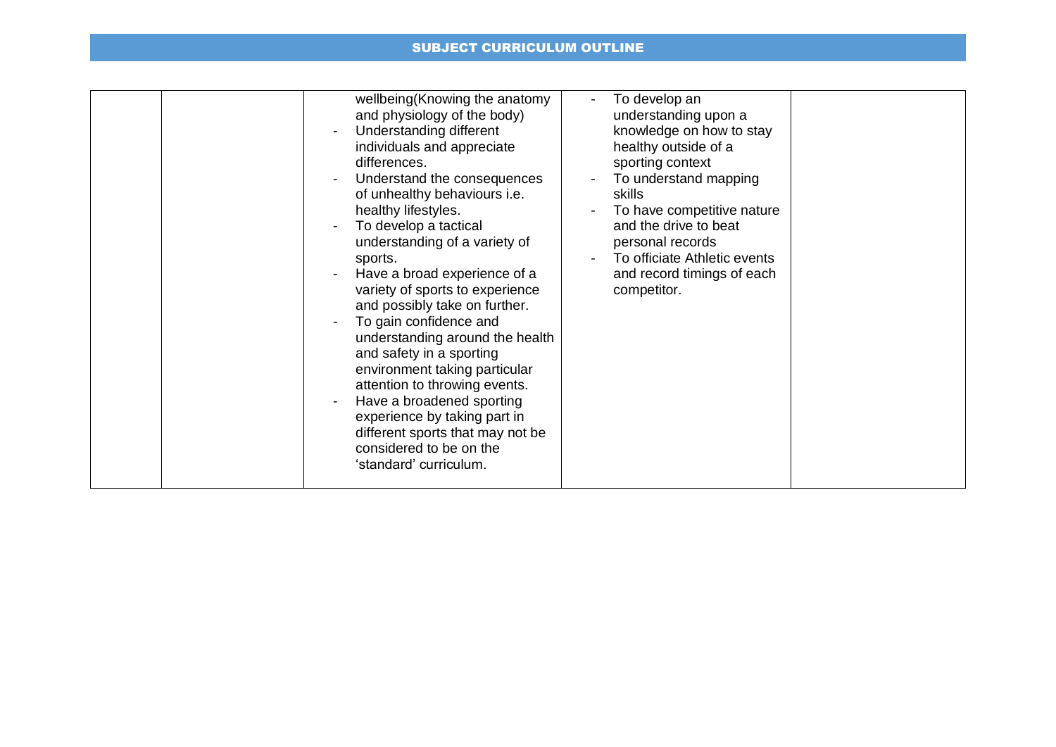| | | | | |
|---|---|---|---|---|
| | | wellbeing(Knowing the anatomy and physiology of the body)<br>- Understanding different individuals and appreciate differences.<br>- Understand the consequences of unhealthy behaviours i.e. healthy lifestyles.<br>- To develop a tactical understanding of a variety of sports.<br>- Have a broad experience of a variety of sports to experience and possibly take on further.<br>- To gain confidence and understanding around the health and safety in a sporting environment taking particular attention to throwing events.<br>- Have a broadened sporting experience by taking part in different sports that may not be considered to be on the 'standard' curriculum. | - To develop an understanding upon a knowledge on how to stay healthy outside of a sporting context<br>- To understand mapping skills<br>- To have competitive nature and the drive to beat personal records<br>- To officiate Athletic events and record timings of each competitor. | |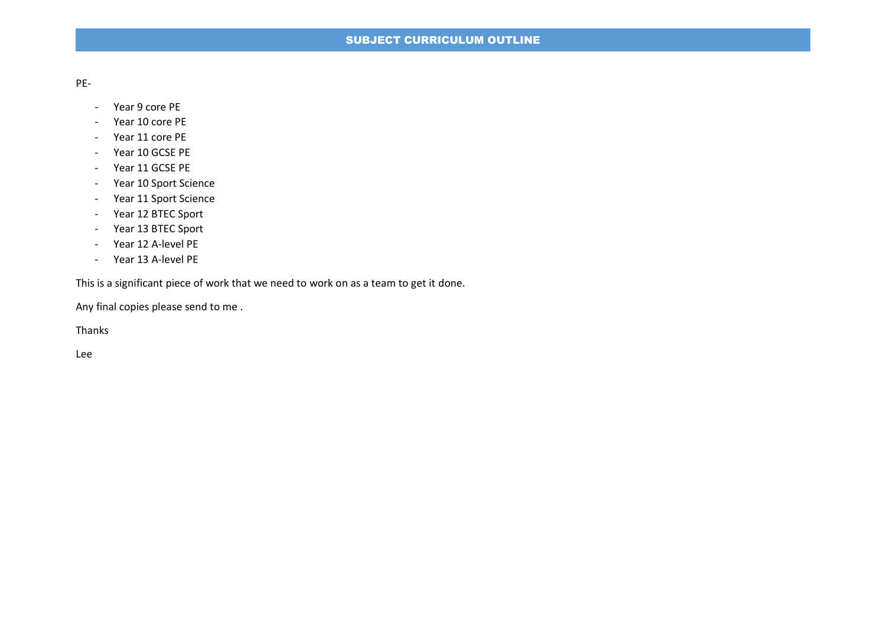# SUBJECT CURRICULUM OUTLINE

PE-

- Year 9 core PE
- Year 10 core PE
- Year 11 core PE
- Year 10 GCSE PE
- Year 11 GCSE PE
- Year 10 Sport Science
- Year 11 Sport Science
- Year 12 BTEC Sport
- Year 13 BTEC Sport
- Year 12 A-level PE
- Year 13 A-level PE

This is a significant piece of work that we need to work on as a team to get it done.

Any final copies please send to me .

Thanks

Lee